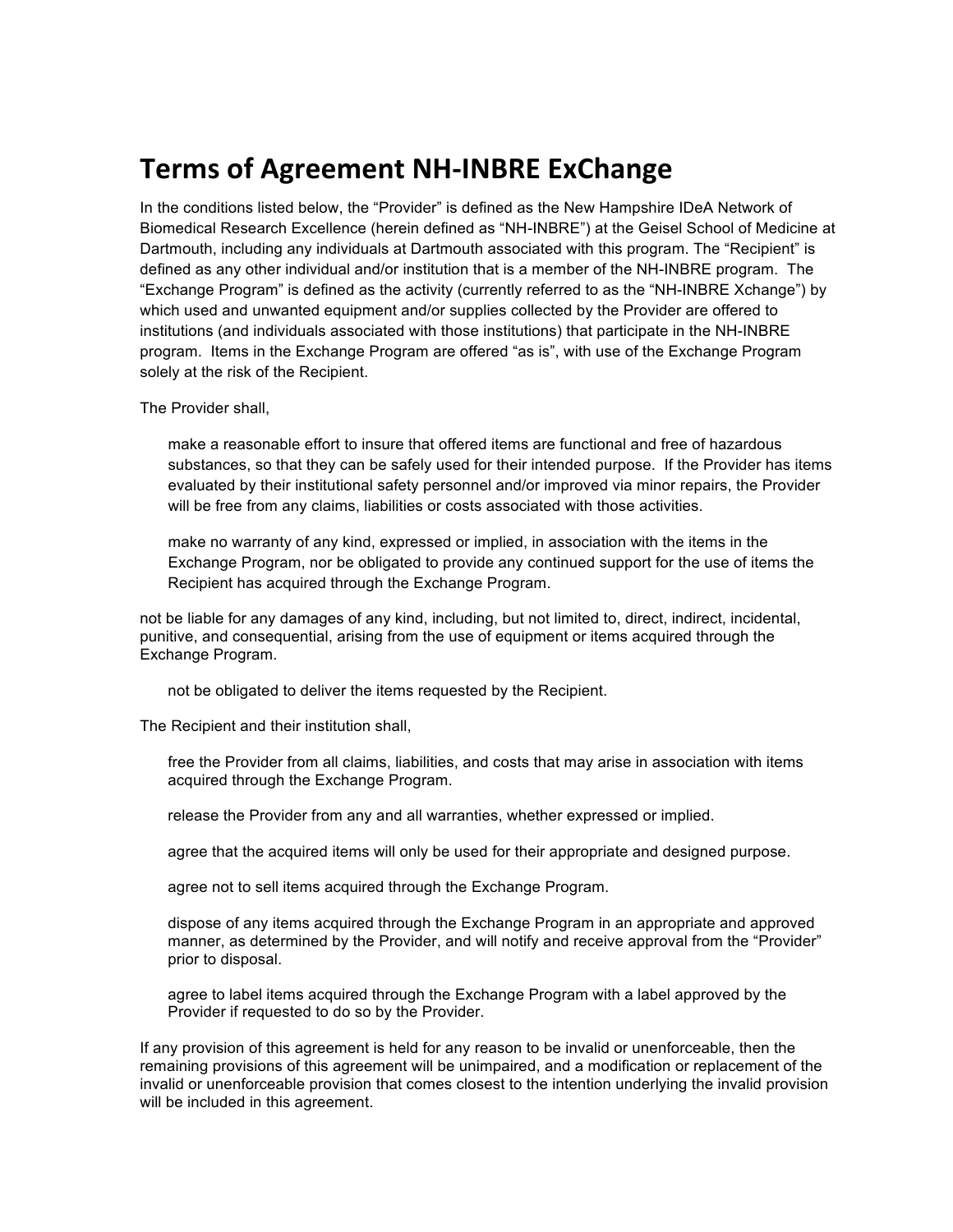# Terms of Agreement NH-INBRE ExChange

In the conditions listed below, the "Provider" is defined as the New Hampshire IDeA Network of Biomedical Research Excellence (herein defined as "NH-INBRE") at the Geisel School of Medicine at Dartmouth, including any individuals at Dartmouth associated with this program. The "Recipient" is defined as any other individual and/or institution that is a member of the NH-INBRE program. The "Exchange Program" is defined as the activity (currently referred to as the "NH-INBRE Xchange") by which used and unwanted equipment and/or supplies collected by the Provider are offered to institutions (and individuals associated with those institutions) that participate in the NH-INBRE program. Items in the Exchange Program are offered "as is", with use of the Exchange Program solely at the risk of the Recipient.

The Provider shall,

> make a reasonable effort to insure that offered items are functional and free of hazardous substances, so that they can be safely used for their intended purpose. If the Provider has items evaluated by their institutional safety personnel and/or improved via minor repairs, the Provider will be free from any claims, liabilities or costs associated with those activities.
>
> make no warranty of any kind, expressed or implied, in association with the items in the Exchange Program, nor be obligated to provide any continued support for the use of items the Recipient has acquired through the Exchange Program.

not be liable for any damages of any kind, including, but not limited to, direct, indirect, incidental, punitive, and consequential, arising from the use of equipment or items acquired through the Exchange Program.

> not be obligated to deliver the items requested by the Recipient.

The Recipient and their institution shall,

> free the Provider from all claims, liabilities, and costs that may arise in association with items acquired through the Exchange Program.
>
> release the Provider from any and all warranties, whether expressed or implied.
>
> agree that the acquired items will only be used for their appropriate and designed purpose.
>
> agree not to sell items acquired through the Exchange Program.
>
> dispose of any items acquired through the Exchange Program in an appropriate and approved manner, as determined by the Provider, and will notify and receive approval from the "Provider" prior to disposal.
>
> agree to label items acquired through the Exchange Program with a label approved by the Provider if requested to do so by the Provider.

If any provision of this agreement is held for any reason to be invalid or unenforceable, then the remaining provisions of this agreement will be unimpaired, and a modification or replacement of the invalid or unenforceable provision that comes closest to the intention underlying the invalid provision will be included in this agreement.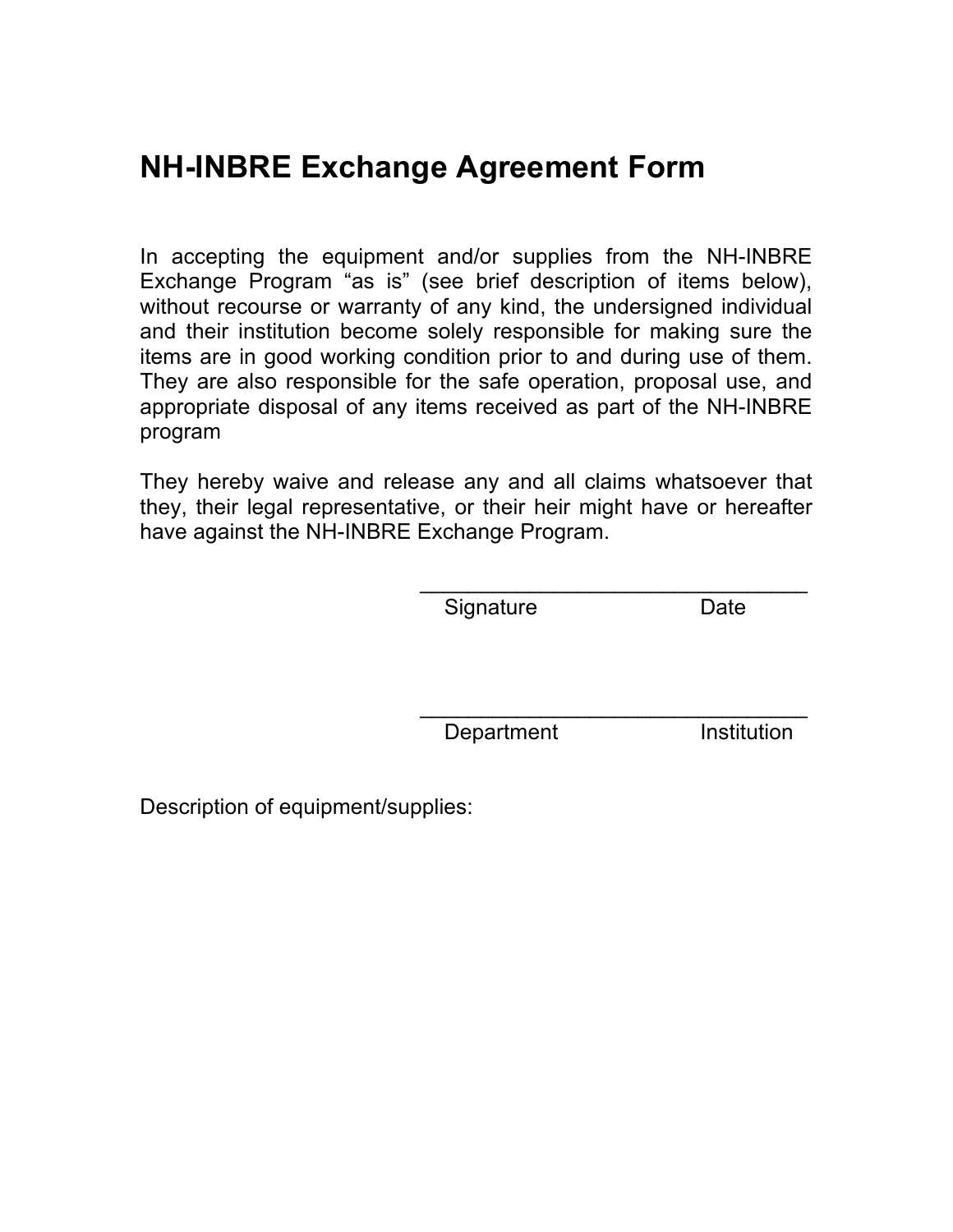# NH-INBRE Exchange Agreement Form

In accepting the equipment and/or supplies from the NH-INBRE Exchange Program "as is" (see brief description of items below), without recourse or warranty of any kind, the undersigned individual and their institution become solely responsible for making sure the items are in good working condition prior to and during use of them. They are also responsible for the safe operation, proposal use, and appropriate disposal of any items received as part of the NH-INBRE program

They hereby waive and release any and all claims whatsoever that they, their legal representative, or their heir might have or hereafter have against the NH-INBRE Exchange Program.

\_\_\_\_\_\_\_\_\_\_\_\_\_\_\_\_\_\_\_\_\_\_\_\_\_\_\_\_\_\_\_\_\_\_

Signature                    Date

\_\_\_\_\_\_\_\_\_\_\_\_\_\_\_\_\_\_\_\_\_\_\_\_\_\_\_\_\_\_\_\_\_\_

Department                  Institution

Description of equipment/supplies: